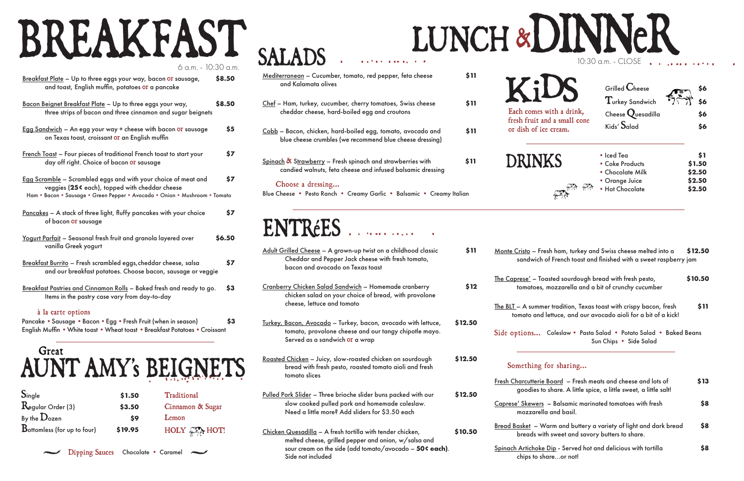# BREAKFAST

6 a.m. - 10:30 a.m.

Breakfast Plate – Up to three eggs your way, bacon or sausage, and toast, English muffin, potatoes or a pancake — **$8.50**

Bacon Beignet Breakfast Plate – Up to three eggs your way, three strips of bacon and three cinnamon and sugar beignets — **$8.50**

Egg Sandwich – An egg your way + cheese with bacon or sausage on Texas toast, croissant or an English muffin — **$5**

French Toast – Four pieces of traditional French toast to start your day off right. Choice of bacon or sausage — **$7**

Egg Scramble – Scrambled eggs and with your choice of meat and veggies (**25¢** each), topped with cheddar cheese — **$7**
Ham • Bacon • Sausage • Green Pepper • Avocado • Onion • Mushroom • Tomato

Pancakes – A stack of three light, fluffy pancakes with your choice of bacon or sausage — **$7**

Yogurt Parfait – Seasonal fresh fruit and granola layered over vanilla Greek yogurt — **$6.50**

Breakfast Burrito – Fresh scrambled eggs, cheddar cheese, salsa and our breakfast potatoes. Choose bacon, sausage or veggie — **$7**

Breakfast Pastries and Cinnamon Rolls – Baked fresh and ready to go. Items in the pastry case vary from day-to-day — **$3**

### à la carte options — **$3**

Pancake • Sausage • Bacon • Egg • Fresh Fruit (when in season)
English Muffin • White toast • Wheat toast • Breakfast Potatoes • Croissant

## Great AUNT AMY's BEIGNETS

| | |
|---|---|
| Single | $1.50 |
| Regular Order (3) | $3.50 |
| By the Dozen | $9 |
| Bottomless (for up to four) | $19.95 |

Traditional
Cinnamon & Sugar
Lemon
HOLY HOT!

Dipping Sauces: Chocolate • Caramel

# LUNCH & DINNeR

10:30 a.m. - CLOSE

## SALADS

Mediterranean – Cucumber, tomato, red pepper, feta cheese and Kalamata olives — **$11**

Chef – Ham, turkey, cucumber, cherry tomatoes, Swiss cheese cheddar cheese, hard-boiled egg and croutons — **$11**

Cobb – Bacon, chicken, hard-boiled egg, tomato, avocado and blue cheese crumbles (we recommend blue cheese dressing) — **$11**

Spinach & Strawberry – Fresh spinach and strawberries with candied walnuts, feta cheese and infused balsamic dressing — **$11**

### Choose a dressing...

Blue Cheese • Pesto Ranch • Creamy Garlic • Balsamic • Creamy Italian

## KiDS

Each comes with a drink, fresh fruit and a small cone or dish of ice cream.

| | |
|---|---|
| Grilled Cheese | $6 |
| Turkey Sandwich | $6 |
| Cheese Quesadilla | $6 |
| Kids' Salad | $6 |

## DRINKS

| | |
|---|---|
| Iced Tea | $1 |
| Coke Products | $1.50 |
| Chocolate Milk | $2.50 |
| Orange Juice | $2.50 |
| Hot Chocolate | $2.50 |

## ENTRéES

Adult Grilled Cheese – A grown-up twist on a childhood classic Cheddar and Pepper Jack cheese with fresh tomato, bacon and avocado on Texas toast — **$11**

Cranberry Chicken Salad Sandwich – Homemade cranberry chicken salad on your choice of bread, with provolone cheese, lettuce and tomato — **$12**

Turkey, Bacon, Avocado – Turkey, bacon, avocado with lettuce, tomato, provolone cheese and our tangy chipotle mayo. Served as a sandwich or a wrap — **$12.50**

Roasted Chicken – Juicy, slow-roasted chicken on sourdough bread with fresh pesto, roasted tomato aioli and fresh tomato slices — **$12.50**

Pulled Pork Slider – Three brioche slider buns packed with our slow cooked pulled pork and homemade coleslaw. Need a little more? Add sliders for $3.50 each — **$12.50**

Chicken Quesadilla – A fresh tortilla with tender chicken, melted cheese, grilled pepper and onion, w/salsa and sour cream on the side (add tomato/avocado – **50¢ each**). Side not included — **$10.50**

Monte Cristo – Fresh ham, turkey and Swiss cheese melted into a sandwich of French toast and finished with a sweet raspberry jam — **$12.50**

The Caprese' – Toasted sourdough bread with fresh pesto, tomatoes, mozzarella and a bit of crunchy cucumber — **$10.50**

The BLT – A summer tradition, Texas toast with crispy bacon, fresh tomato and lettuce, and our avocado aioli for a bit of a kick! — **$11**

### Side options...

Coleslaw • Pasta Salad • Potato Salad • Baked Beans • Sun Chips • Side Salad

### Something for sharing...

Fresh Charcutterie Board – Fresh meats and cheese and lots of goodies to share. A little spice, a little sweet, a little salt! — **$13**

Caprese' Skewers – Balsamic marinated tomatoes with fresh mozzarella and basil. — **$8**

Bread Basket – Warm and buttery a variety of light and dark bread breads with sweet and savory butters to share. — **$8**

Spinach Artichoke Dip - Served hot and delicious with tortilla chips to share...or not! — **$8**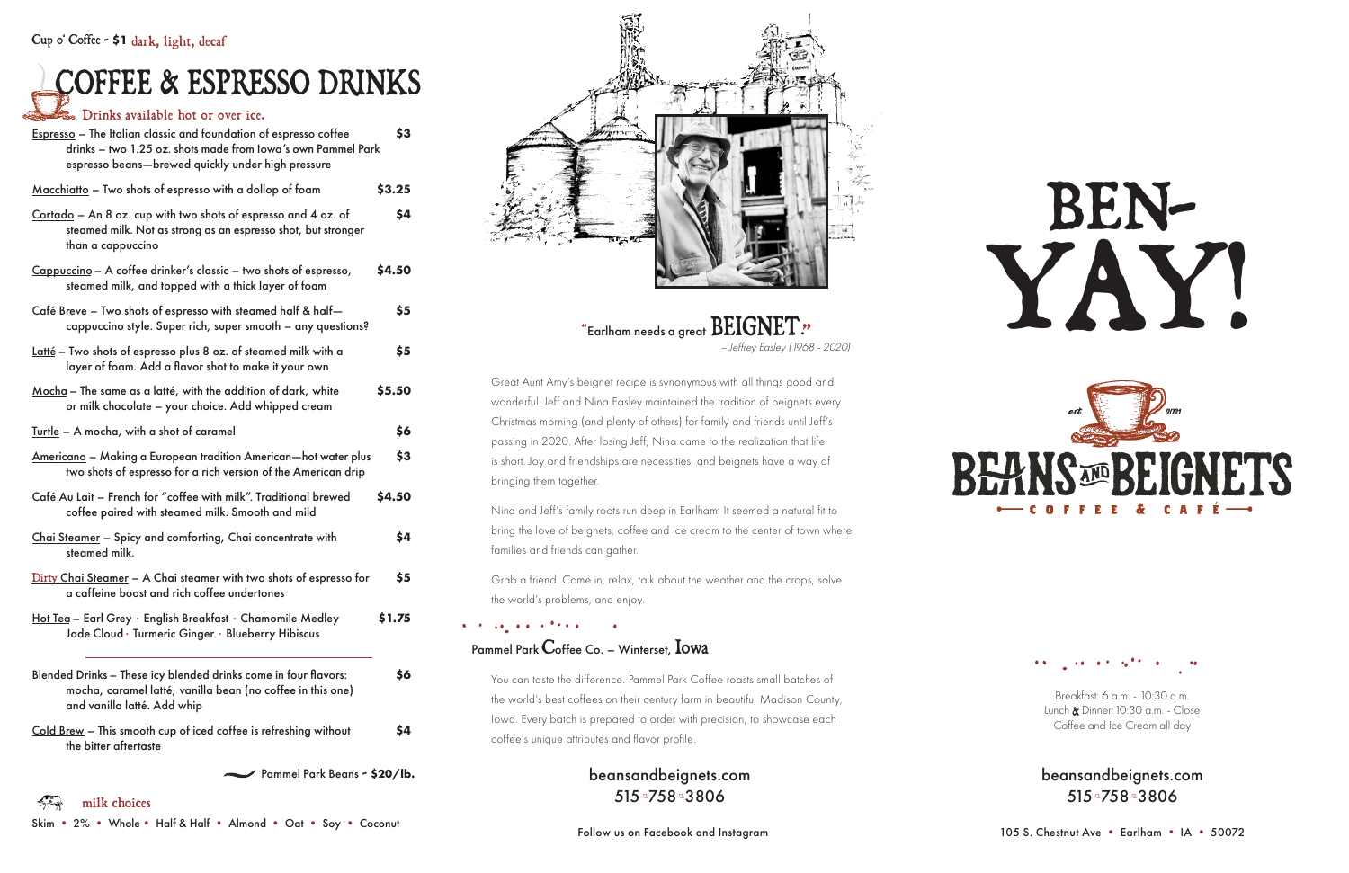Cup o' Coffee - **$1** dark, light, decaf

# COFFEE & ESPRESSO DRINKS

Drinks available hot or over ice.

| | |
|---|---|
| Espresso – The Italian classic and foundation of espresso coffee drinks – two 1.25 oz. shots made from Iowa's own Pammel Park espresso beans—brewed quickly under high pressure | **$3** |
| Macchiatto – Two shots of espresso with a dollop of foam | **$3.25** |
| Cortado – An 8 oz. cup with two shots of espresso and 4 oz. of steamed milk. Not as strong as an espresso shot, but stronger than a cappuccino | **$4** |
| Cappuccino – A coffee drinker's classic – two shots of espresso, steamed milk, and topped with a thick layer of foam | **$4.50** |
| Café Breve – Two shots of espresso with steamed half & half—cappuccino style. Super rich, super smooth – any questions? | **$5** |
| Latté – Two shots of espresso plus 8 oz. of steamed milk with a layer of foam. Add a flavor shot to make it your own | **$5** |
| Mocha – The same as a latté, with the addition of dark, white or milk chocolate – your choice. Add whipped cream | **$5.50** |
| Turtle – A mocha, with a shot of caramel | **$6** |
| Americano – Making a European tradition American—hot water plus two shots of espresso for a rich version of the American drip | **$3** |
| Café Au Lait – French for "coffee with milk". Traditional brewed coffee paired with steamed milk. Smooth and mild | **$4.50** |
| Chai Steamer – Spicy and comforting, Chai concentrate with steamed milk. | **$4** |
| Dirty Chai Steamer – A Chai steamer with two shots of espresso for a caffeine boost and rich coffee undertones | **$5** |
| Hot Tea – Earl Grey · English Breakfast · Chamomile Medley · Jade Cloud · Turmeric Ginger · Blueberry Hibiscus | **$1.75** |
| Blended Drinks – These icy blended drinks come in four flavors: mocha, caramel latté, vanilla bean (no coffee in this one) and vanilla latté. Add whip | **$6** |
| Cold Brew – This smooth cup of iced coffee is refreshing without the bitter aftertaste | **$4** |

Pammel Park Beans - **$20/lb.**

milk choices

Skim • 2% • Whole • Half & Half • Almond • Oat • Soy • Coconut

"Earlham needs a great **BEIGNET**."
*– Jeffrey Easley (1968 - 2020)*

Great Aunt Amy's beignet recipe is synonymous with all things good and wonderful. Jeff and Nina Easley maintained the tradition of beignets every Christmas morning (and plenty of others) for family and friends until Jeff's passing in 2020. After losing Jeff, Nina came to the realization that life is short. Joy and friendships are necessities, and beignets have a way of bringing them together.

Nina and Jeff's family roots run deep in Earlham. It seemed a natural fit to bring the love of beignets, coffee and ice cream to the center of town where families and friends can gather.

Grab a friend. Come in, relax, talk about the weather and the crops, solve the world's problems, and enjoy.

## Pammel Park Coffee Co. – Winterset, Iowa

You can taste the difference. Pammel Park Coffee roasts small batches of the world's best coffees on their century farm in beautiful Madison County, Iowa. Every batch is prepared to order with precision, to showcase each coffee's unique attributes and flavor profile.

beansandbeignets.com
515-758-3806

Follow us on Facebook and Instagram

# BEN-YAY!

est. 2021
BEANS AND BEIGNETS
COFFEE & CAFÉ

Breakfast: 6 a.m. - 10:30 a.m.
Lunch & Dinner: 10:30 a.m. - Close
Coffee and Ice Cream all day

beansandbeignets.com
515-758-3806

105 S. Chestnut Ave • Earlham • IA • 50072